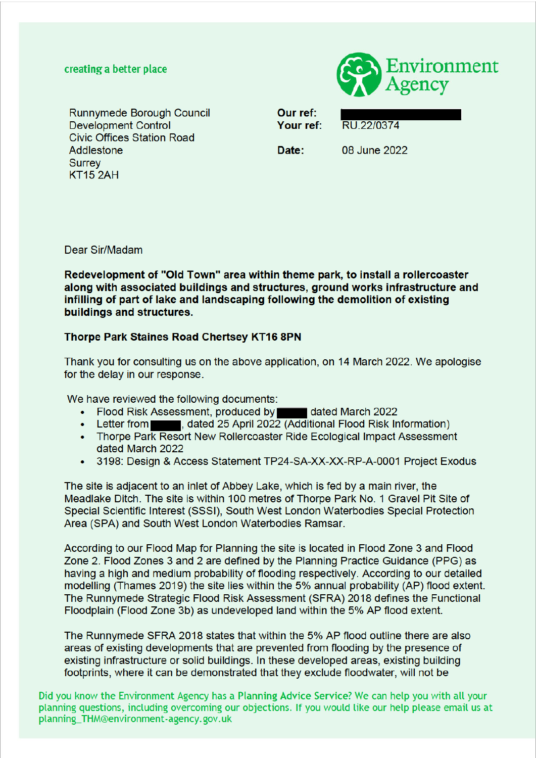creating a better place

Environment Agency

Runnymede Borough Council
Development Control
Civic Offices Station Road
Addlestone
Surrey
KT15 2AH

**Our ref:**
**Your ref:** RU.22/0374

**Date:** 08 June 2022

Dear Sir/Madam

**Redevelopment of "Old Town" area within theme park, to install a rollercoaster along with associated buildings and structures, ground works infrastructure and infilling of part of lake and landscaping following the demolition of existing buildings and structures.**

**Thorpe Park Staines Road Chertsey KT16 8PN**

Thank you for consulting us on the above application, on 14 March 2022. We apologise for the delay in our response.

We have reviewed the following documents:

- Flood Risk Assessment, produced by ████ dated March 2022
- Letter from ████, dated 25 April 2022 (Additional Flood Risk Information)
- Thorpe Park Resort New Rollercoaster Ride Ecological Impact Assessment dated March 2022
- 3198: Design & Access Statement TP24-SA-XX-XX-RP-A-0001 Project Exodus

The site is adjacent to an inlet of Abbey Lake, which is fed by a main river, the Meadlake Ditch. The site is within 100 metres of Thorpe Park No. 1 Gravel Pit Site of Special Scientific Interest (SSSI), South West London Waterbodies Special Protection Area (SPA) and South West London Waterbodies Ramsar.

According to our Flood Map for Planning the site is located in Flood Zone 3 and Flood Zone 2. Flood Zones 3 and 2 are defined by the Planning Practice Guidance (PPG) as having a high and medium probability of flooding respectively. According to our detailed modelling (Thames 2019) the site lies within the 5% annual probability (AP) flood extent. The Runnymede Strategic Flood Risk Assessment (SFRA) 2018 defines the Functional Floodplain (Flood Zone 3b) as undeveloped land within the 5% AP flood extent.

The Runnymede SFRA 2018 states that within the 5% AP flood outline there are also areas of existing developments that are prevented from flooding by the presence of existing infrastructure or solid buildings. In these developed areas, existing building footprints, where it can be demonstrated that they exclude floodwater, will not be

Did you know the Environment Agency has a Planning Advice Service? We can help you with all your planning questions, including overcoming our objections. If you would like our help please email us at planning_THM@environment-agency.gov.uk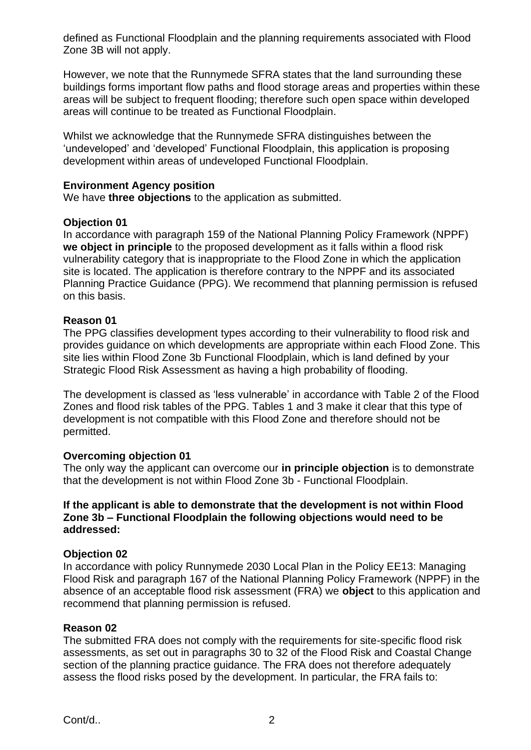defined as Functional Floodplain and the planning requirements associated with Flood Zone 3B will not apply.

However, we note that the Runnymede SFRA states that the land surrounding these buildings forms important flow paths and flood storage areas and properties within these areas will be subject to frequent flooding; therefore such open space within developed areas will continue to be treated as Functional Floodplain.

Whilst we acknowledge that the Runnymede SFRA distinguishes between the 'undeveloped' and 'developed' Functional Floodplain, this application is proposing development within areas of undeveloped Functional Floodplain.

**Environment Agency position**

We have **three objections** to the application as submitted.

**Objection 01**

In accordance with paragraph 159 of the National Planning Policy Framework (NPPF) **we object in principle** to the proposed development as it falls within a flood risk vulnerability category that is inappropriate to the Flood Zone in which the application site is located. The application is therefore contrary to the NPPF and its associated Planning Practice Guidance (PPG). We recommend that planning permission is refused on this basis.

**Reason 01**

The PPG classifies development types according to their vulnerability to flood risk and provides guidance on which developments are appropriate within each Flood Zone. This site lies within Flood Zone 3b Functional Floodplain, which is land defined by your Strategic Flood Risk Assessment as having a high probability of flooding.

The development is classed as 'less vulnerable' in accordance with Table 2 of the Flood Zones and flood risk tables of the PPG. Tables 1 and 3 make it clear that this type of development is not compatible with this Flood Zone and therefore should not be permitted.

**Overcoming objection 01**

The only way the applicant can overcome our **in principle objection** is to demonstrate that the development is not within Flood Zone 3b - Functional Floodplain.

**If the applicant is able to demonstrate that the development is not within Flood Zone 3b – Functional Floodplain the following objections would need to be addressed:**

**Objection 02**

In accordance with policy Runnymede 2030 Local Plan in the Policy EE13: Managing Flood Risk and paragraph 167 of the National Planning Policy Framework (NPPF) in the absence of an acceptable flood risk assessment (FRA) we **object** to this application and recommend that planning permission is refused.

**Reason 02**

The submitted FRA does not comply with the requirements for site-specific flood risk assessments, as set out in paragraphs 30 to 32 of the Flood Risk and Coastal Change section of the planning practice guidance. The FRA does not therefore adequately assess the flood risks posed by the development. In particular, the FRA fails to:

Cont/d..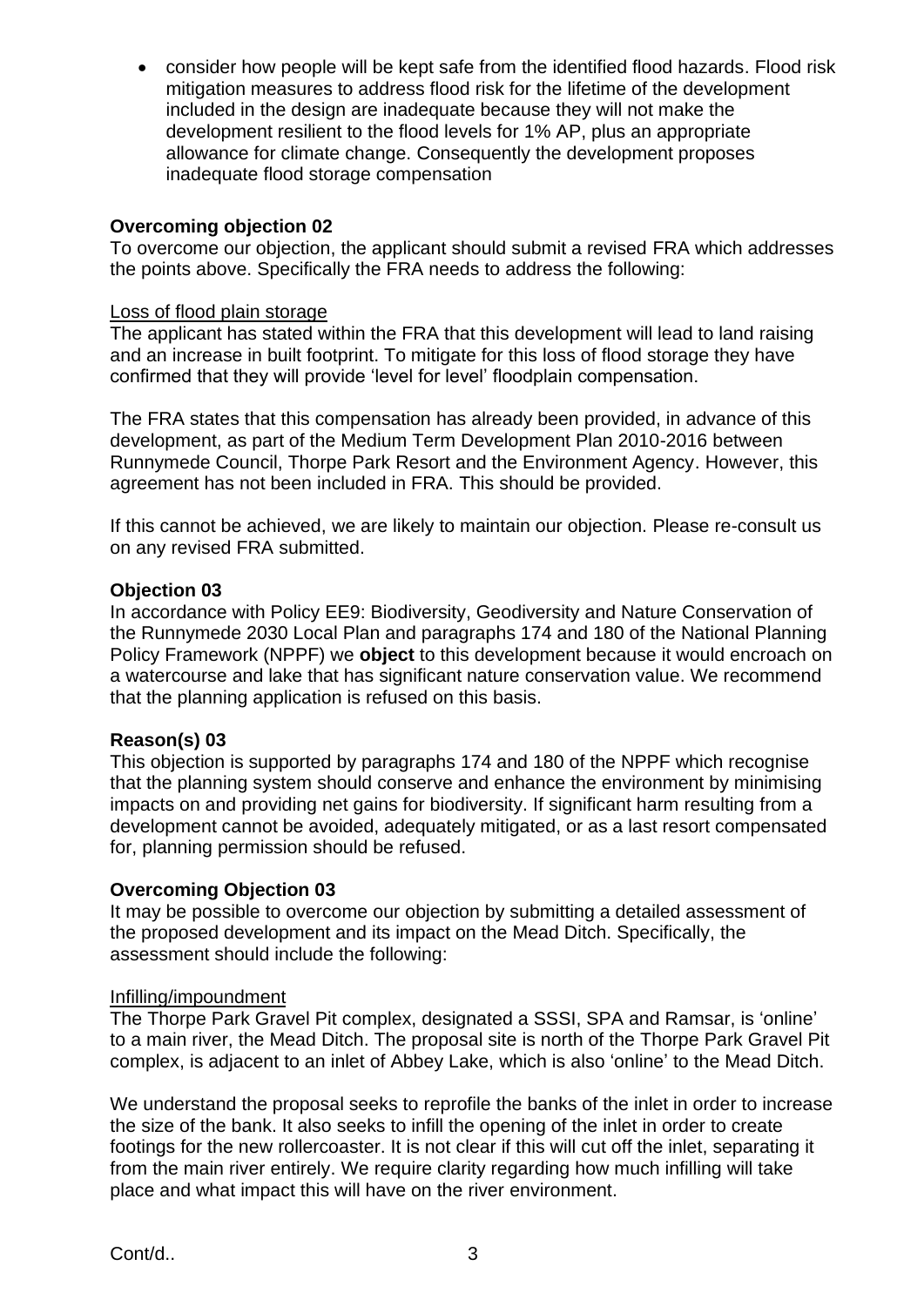- consider how people will be kept safe from the identified flood hazards. Flood risk mitigation measures to address flood risk for the lifetime of the development included in the design are inadequate because they will not make the development resilient to the flood levels for 1% AP, plus an appropriate allowance for climate change. Consequently the development proposes inadequate flood storage compensation

**Overcoming objection 02**

To overcome our objection, the applicant should submit a revised FRA which addresses the points above. Specifically the FRA needs to address the following:

Loss of flood plain storage

The applicant has stated within the FRA that this development will lead to land raising and an increase in built footprint. To mitigate for this loss of flood storage they have confirmed that they will provide 'level for level' floodplain compensation.

The FRA states that this compensation has already been provided, in advance of this development, as part of the Medium Term Development Plan 2010-2016 between Runnymede Council, Thorpe Park Resort and the Environment Agency. However, this agreement has not been included in FRA. This should be provided.

If this cannot be achieved, we are likely to maintain our objection. Please re-consult us on any revised FRA submitted.

**Objection 03**

In accordance with Policy EE9: Biodiversity, Geodiversity and Nature Conservation of the Runnymede 2030 Local Plan and paragraphs 174 and 180 of the National Planning Policy Framework (NPPF) we **object** to this development because it would encroach on a watercourse and lake that has significant nature conservation value. We recommend that the planning application is refused on this basis.

**Reason(s) 03**

This objection is supported by paragraphs 174 and 180 of the NPPF which recognise that the planning system should conserve and enhance the environment by minimising impacts on and providing net gains for biodiversity. If significant harm resulting from a development cannot be avoided, adequately mitigated, or as a last resort compensated for, planning permission should be refused.

**Overcoming Objection 03**

It may be possible to overcome our objection by submitting a detailed assessment of the proposed development and its impact on the Mead Ditch. Specifically, the assessment should include the following:

Infilling/impoundment

The Thorpe Park Gravel Pit complex, designated a SSSI, SPA and Ramsar, is 'online' to a main river, the Mead Ditch. The proposal site is north of the Thorpe Park Gravel Pit complex, is adjacent to an inlet of Abbey Lake, which is also 'online' to the Mead Ditch.

We understand the proposal seeks to reprofile the banks of the inlet in order to increase the size of the bank. It also seeks to infill the opening of the inlet in order to create footings for the new rollercoaster. It is not clear if this will cut off the inlet, separating it from the main river entirely. We require clarity regarding how much infilling will take place and what impact this will have on the river environment.

Cont/d..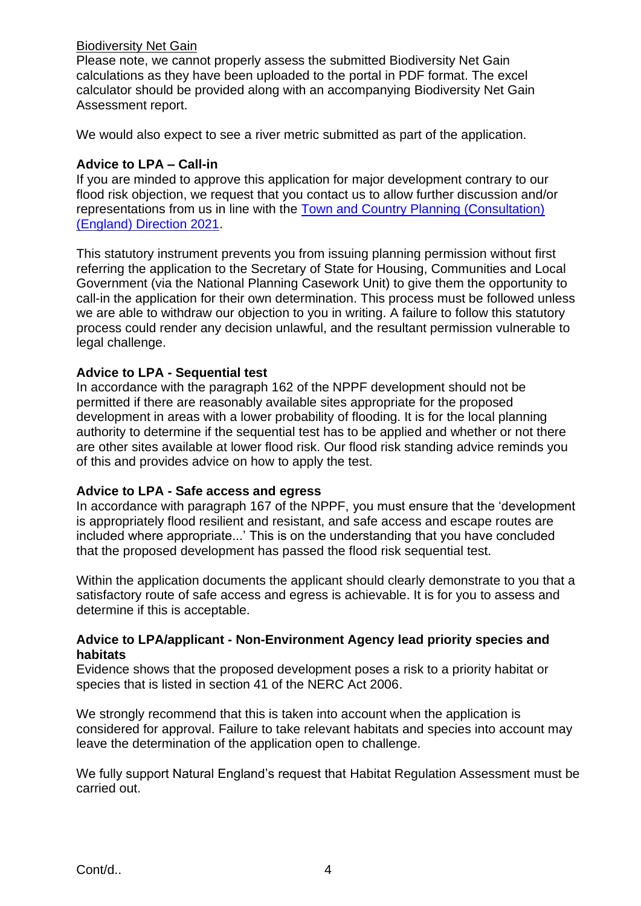Biodiversity Net Gain

Please note, we cannot properly assess the submitted Biodiversity Net Gain calculations as they have been uploaded to the portal in PDF format. The excel calculator should be provided along with an accompanying Biodiversity Net Gain Assessment report.

We would also expect to see a river metric submitted as part of the application.

**Advice to LPA – Call-in**

If you are minded to approve this application for major development contrary to our flood risk objection, we request that you contact us to allow further discussion and/or representations from us in line with the [Town and Country Planning (Consultation) (England) Direction 2021]().

This statutory instrument prevents you from issuing planning permission without first referring the application to the Secretary of State for Housing, Communities and Local Government (via the National Planning Casework Unit) to give them the opportunity to call-in the application for their own determination. This process must be followed unless we are able to withdraw our objection to you in writing. A failure to follow this statutory process could render any decision unlawful, and the resultant permission vulnerable to legal challenge.

**Advice to LPA - Sequential test**

In accordance with the paragraph 162 of the NPPF development should not be permitted if there are reasonably available sites appropriate for the proposed development in areas with a lower probability of flooding. It is for the local planning authority to determine if the sequential test has to be applied and whether or not there are other sites available at lower flood risk. Our flood risk standing advice reminds you of this and provides advice on how to apply the test.

**Advice to LPA - Safe access and egress**

In accordance with paragraph 167 of the NPPF, you must ensure that the 'development is appropriately flood resilient and resistant, and safe access and escape routes are included where appropriate...' This is on the understanding that you have concluded that the proposed development has passed the flood risk sequential test.

Within the application documents the applicant should clearly demonstrate to you that a satisfactory route of safe access and egress is achievable. It is for you to assess and determine if this is acceptable.

**Advice to LPA/applicant - Non-Environment Agency lead priority species and habitats**

Evidence shows that the proposed development poses a risk to a priority habitat or species that is listed in section 41 of the NERC Act 2006.

We strongly recommend that this is taken into account when the application is considered for approval. Failure to take relevant habitats and species into account may leave the determination of the application open to challenge.

We fully support Natural England's request that Habitat Regulation Assessment must be carried out.

Cont/d..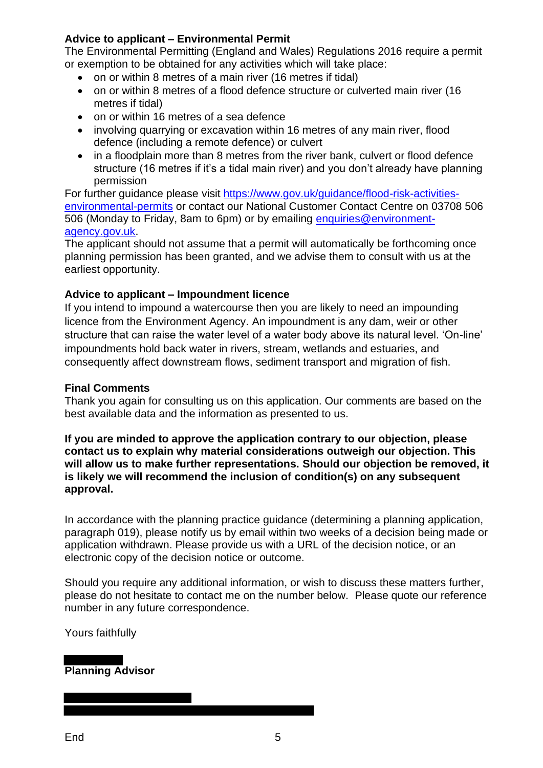**Advice to applicant – Environmental Permit**

The Environmental Permitting (England and Wales) Regulations 2016 require a permit or exemption to be obtained for any activities which will take place:

- on or within 8 metres of a main river (16 metres if tidal)
- on or within 8 metres of a flood defence structure or culverted main river (16 metres if tidal)
- on or within 16 metres of a sea defence
- involving quarrying or excavation within 16 metres of any main river, flood defence (including a remote defence) or culvert
- in a floodplain more than 8 metres from the river bank, culvert or flood defence structure (16 metres if it's a tidal main river) and you don't already have planning permission

For further guidance please visit [https://www.gov.uk/guidance/flood-risk-activities-environmental-permits](https://www.gov.uk/guidance/flood-risk-activities-environmental-permits) or contact our National Customer Contact Centre on 03708 506 506 (Monday to Friday, 8am to 6pm) or by emailing [enquiries@environment-agency.gov.uk](mailto:enquiries@environment-agency.gov.uk).

The applicant should not assume that a permit will automatically be forthcoming once planning permission has been granted, and we advise them to consult with us at the earliest opportunity.

**Advice to applicant – Impoundment licence**

If you intend to impound a watercourse then you are likely to need an impounding licence from the Environment Agency. An impoundment is any dam, weir or other structure that can raise the water level of a water body above its natural level. 'On-line' impoundments hold back water in rivers, stream, wetlands and estuaries, and consequently affect downstream flows, sediment transport and migration of fish.

**Final Comments**

Thank you again for consulting us on this application. Our comments are based on the best available data and the information as presented to us.

**If you are minded to approve the application contrary to our objection, please contact us to explain why material considerations outweigh our objection. This will allow us to make further representations. Should our objection be removed, it is likely we will recommend the inclusion of condition(s) on any subsequent approval.**

In accordance with the planning practice guidance (determining a planning application, paragraph 019), please notify us by email within two weeks of a decision being made or application withdrawn. Please provide us with a URL of the decision notice, or an electronic copy of the decision notice or outcome.

Should you require any additional information, or wish to discuss these matters further, please do not hesitate to contact me on the number below. Please quote our reference number in any future correspondence.

Yours faithfully

**Planning Advisor**

End